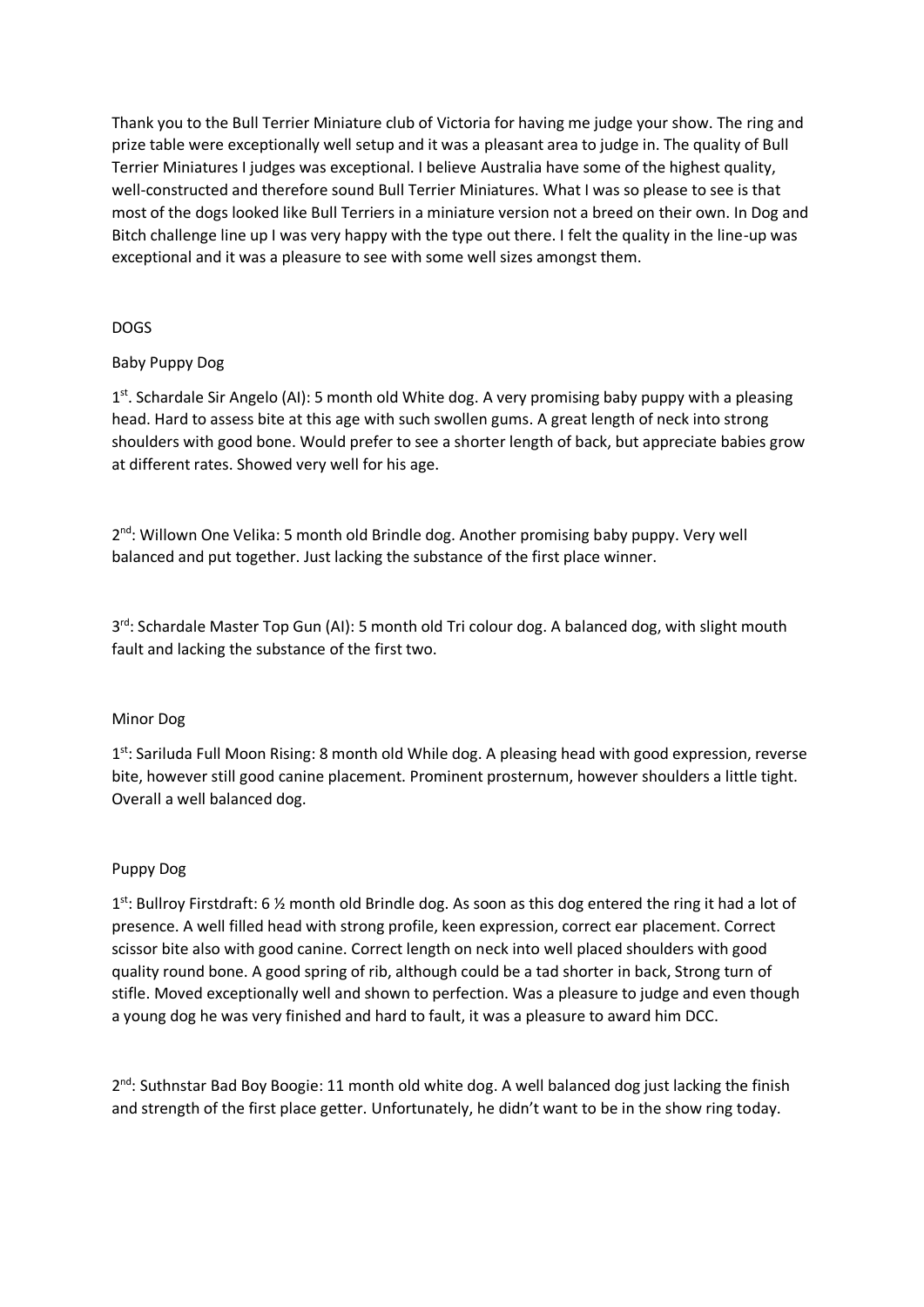Thank you to the Bull Terrier Miniature club of Victoria for having me judge your show. The ring and prize table were exceptionally well setup and it was a pleasant area to judge in. The quality of Bull Terrier Miniatures I judges was exceptional. I believe Australia have some of the highest quality, well-constructed and therefore sound Bull Terrier Miniatures. What I was so please to see is that most of the dogs looked like Bull Terriers in a miniature version not a breed on their own. In Dog and Bitch challenge line up I was very happy with the type out there. I felt the quality in the line-up was exceptional and it was a pleasure to see with some well sizes amongst them.

DOGS

Baby Puppy Dog

1st. Schardale Sir Angelo (AI): 5 month old White dog. A very promising baby puppy with a pleasing head. Hard to assess bite at this age with such swollen gums. A great length of neck into strong shoulders with good bone. Would prefer to see a shorter length of back, but appreciate babies grow at different rates. Showed very well for his age.

2nd: Willown One Velika: 5 month old Brindle dog. Another promising baby puppy. Very well balanced and put together. Just lacking the substance of the first place winner.

3rd: Schardale Master Top Gun (AI): 5 month old Tri colour dog. A balanced dog, with slight mouth fault and lacking the substance of the first two.

Minor Dog

1st: Sariluda Full Moon Rising: 8 month old While dog. A pleasing head with good expression, reverse bite, however still good canine placement. Prominent prosternum, however shoulders a little tight. Overall a well balanced dog.

Puppy Dog

1st: Bullroy Firstdraft: 6 ½ month old Brindle dog. As soon as this dog entered the ring it had a lot of presence. A well filled head with strong profile, keen expression, correct ear placement. Correct scissor bite also with good canine. Correct length on neck into well placed shoulders with good quality round bone. A good spring of rib, although could be a tad shorter in back, Strong turn of stifle. Moved exceptionally well and shown to perfection. Was a pleasure to judge and even though a young dog he was very finished and hard to fault, it was a pleasure to award him DCC.

2nd: Suthnstar Bad Boy Boogie: 11 month old white dog. A well balanced dog just lacking the finish and strength of the first place getter. Unfortunately, he didn't want to be in the show ring today.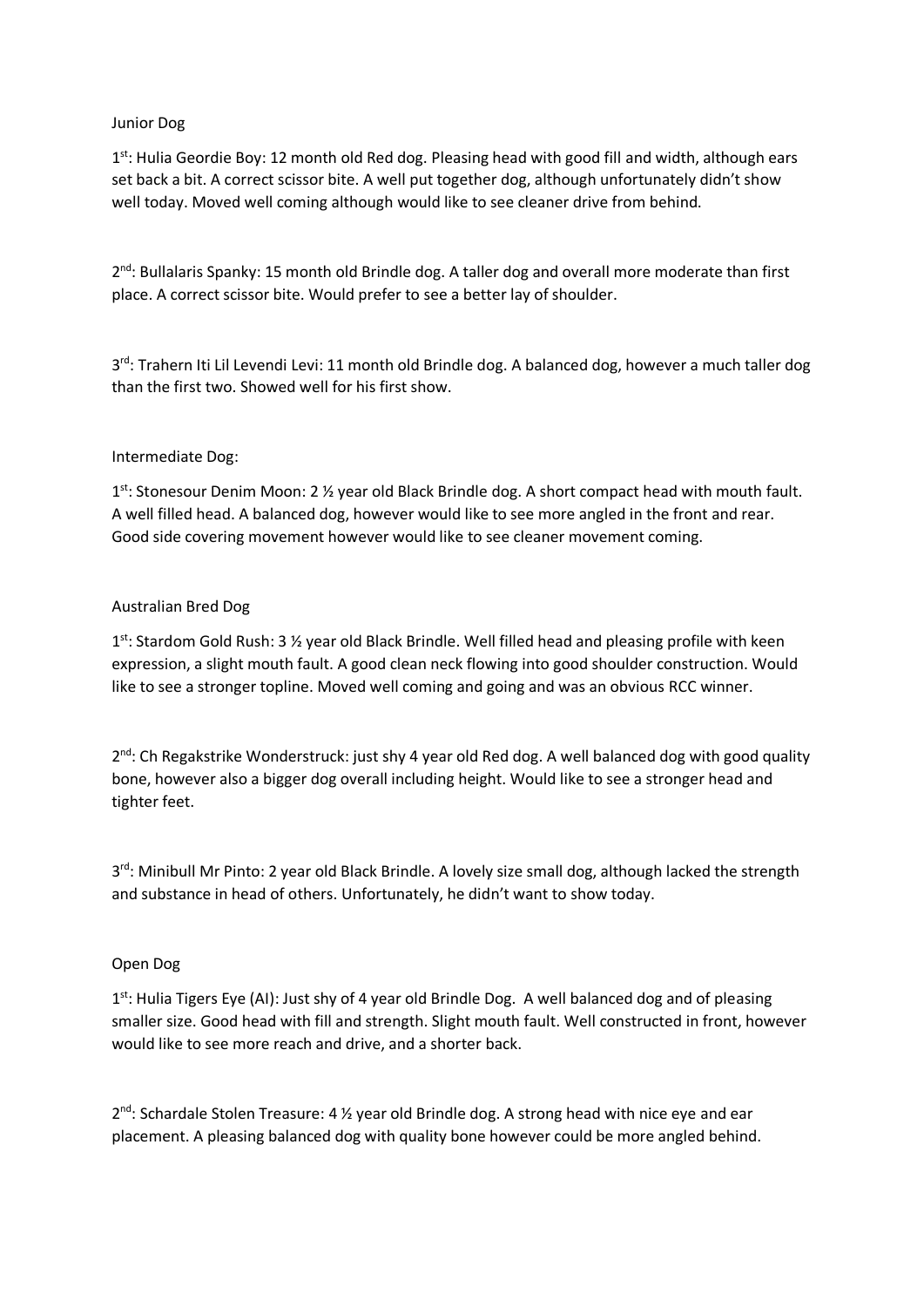## Junior Dog

1st: Hulia Geordie Boy: 12 month old Red dog. Pleasing head with good fill and width, although ears set back a bit. A correct scissor bite. A well put together dog, although unfortunately didn't show well today. Moved well coming although would like to see cleaner drive from behind.

2nd: Bullalaris Spanky: 15 month old Brindle dog. A taller dog and overall more moderate than first place. A correct scissor bite. Would prefer to see a better lay of shoulder.

3rd: Trahern Iti Lil Levendi Levi: 11 month old Brindle dog. A balanced dog, however a much taller dog than the first two. Showed well for his first show.

## Intermediate Dog:

1st: Stonesour Denim Moon: 2 ½ year old Black Brindle dog. A short compact head with mouth fault. A well filled head. A balanced dog, however would like to see more angled in the front and rear. Good side covering movement however would like to see cleaner movement coming.

## Australian Bred Dog

1st: Stardom Gold Rush: 3 ½ year old Black Brindle. Well filled head and pleasing profile with keen expression, a slight mouth fault. A good clean neck flowing into good shoulder construction. Would like to see a stronger topline. Moved well coming and going and was an obvious RCC winner.

2nd: Ch Regakstrike Wonderstruck: just shy 4 year old Red dog. A well balanced dog with good quality bone, however also a bigger dog overall including height. Would like to see a stronger head and tighter feet.

3rd: Minibull Mr Pinto: 2 year old Black Brindle. A lovely size small dog, although lacked the strength and substance in head of others. Unfortunately, he didn't want to show today.

## Open Dog

1st: Hulia Tigers Eye (AI): Just shy of 4 year old Brindle Dog. A well balanced dog and of pleasing smaller size. Good head with fill and strength. Slight mouth fault. Well constructed in front, however would like to see more reach and drive, and a shorter back.

2nd: Schardale Stolen Treasure: 4 ½ year old Brindle dog. A strong head with nice eye and ear placement. A pleasing balanced dog with quality bone however could be more angled behind.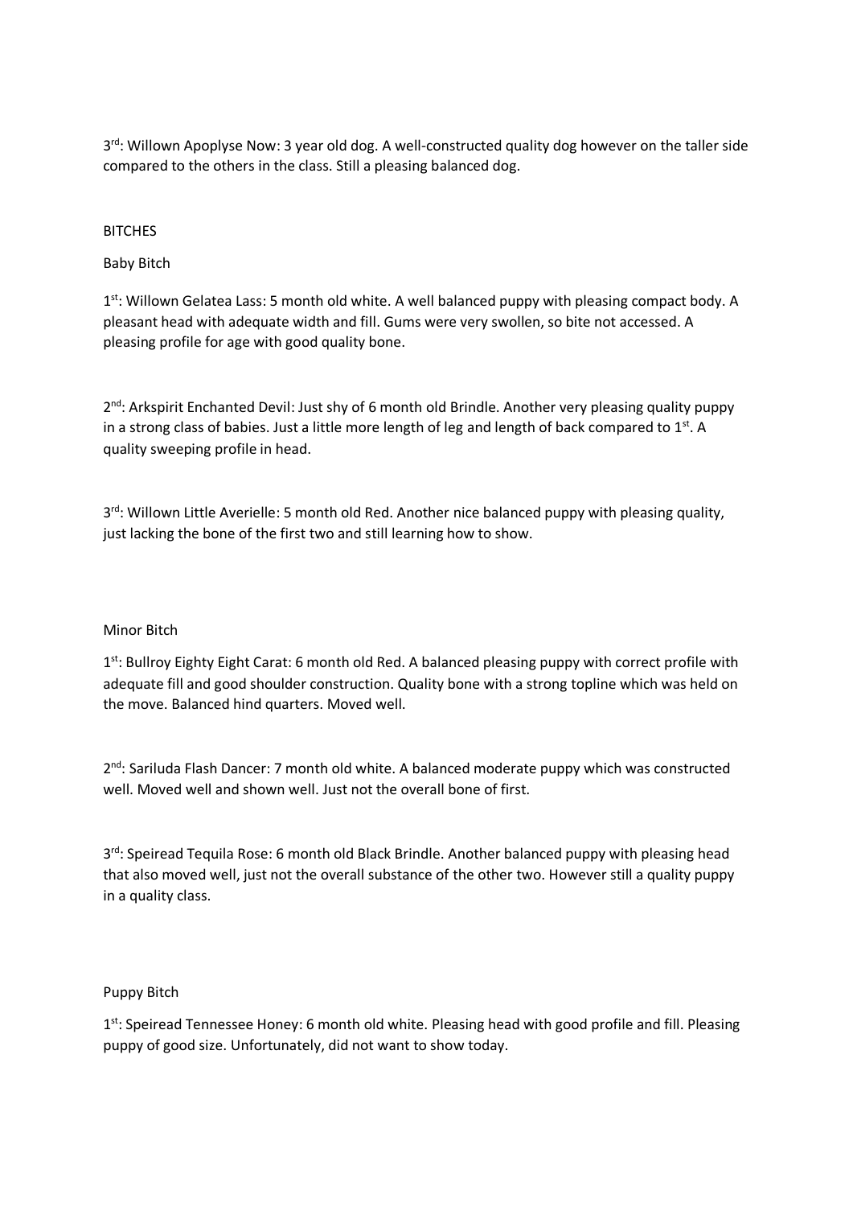3rd: Willown Apoplyse Now: 3 year old dog. A well-constructed quality dog however on the taller side compared to the others in the class. Still a pleasing balanced dog.

BITCHES

Baby Bitch

1st: Willown Gelatea Lass: 5 month old white. A well balanced puppy with pleasing compact body. A pleasant head with adequate width and fill. Gums were very swollen, so bite not accessed. A pleasing profile for age with good quality bone.

2nd: Arkspirit Enchanted Devil: Just shy of 6 month old Brindle. Another very pleasing quality puppy in a strong class of babies. Just a little more length of leg and length of back compared to 1st. A quality sweeping profile in head.

3rd: Willown Little Averielle: 5 month old Red. Another nice balanced puppy with pleasing quality, just lacking the bone of the first two and still learning how to show.

Minor Bitch

1st: Bullroy Eighty Eight Carat: 6 month old Red. A balanced pleasing puppy with correct profile with adequate fill and good shoulder construction. Quality bone with a strong topline which was held on the move. Balanced hind quarters. Moved well.

2nd: Sariluda Flash Dancer: 7 month old white. A balanced moderate puppy which was constructed well. Moved well and shown well. Just not the overall bone of first.

3rd: Speiread Tequila Rose: 6 month old Black Brindle. Another balanced puppy with pleasing head that also moved well, just not the overall substance of the other two. However still a quality puppy in a quality class.

Puppy Bitch

1st: Speiread Tennessee Honey: 6 month old white. Pleasing head with good profile and fill. Pleasing puppy of good size. Unfortunately, did not want to show today.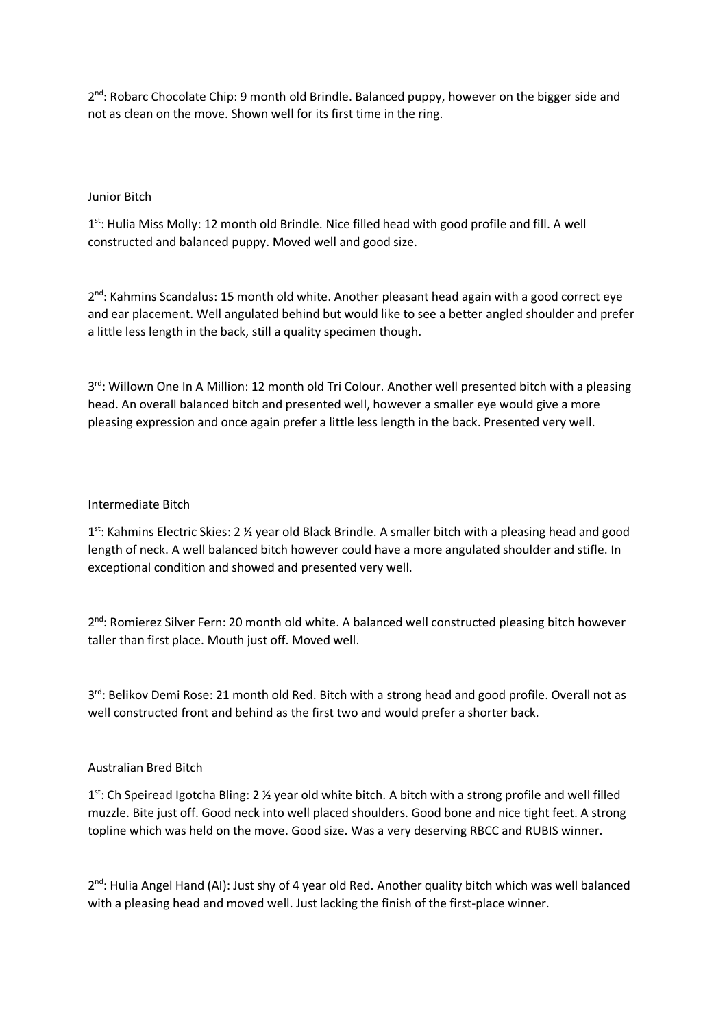2nd: Robarc Chocolate Chip: 9 month old Brindle. Balanced puppy, however on the bigger side and not as clean on the move. Shown well for its first time in the ring.

### Junior Bitch

1st: Hulia Miss Molly: 12 month old Brindle. Nice filled head with good profile and fill. A well constructed and balanced puppy. Moved well and good size.

2nd: Kahmins Scandalus: 15 month old white. Another pleasant head again with a good correct eye and ear placement. Well angulated behind but would like to see a better angled shoulder and prefer a little less length in the back, still a quality specimen though.

3rd: Willown One In A Million: 12 month old Tri Colour. Another well presented bitch with a pleasing head. An overall balanced bitch and presented well, however a smaller eye would give a more pleasing expression and once again prefer a little less length in the back. Presented very well.

### Intermediate Bitch

1st: Kahmins Electric Skies: 2 ½ year old Black Brindle. A smaller bitch with a pleasing head and good length of neck. A well balanced bitch however could have a more angulated shoulder and stifle. In exceptional condition and showed and presented very well.

2nd: Romierez Silver Fern: 20 month old white. A balanced well constructed pleasing bitch however taller than first place. Mouth just off. Moved well.

3rd: Belikov Demi Rose: 21 month old Red. Bitch with a strong head and good profile. Overall not as well constructed front and behind as the first two and would prefer a shorter back.

### Australian Bred Bitch

1st: Ch Speiread Igotcha Bling: 2 ½ year old white bitch. A bitch with a strong profile and well filled muzzle. Bite just off. Good neck into well placed shoulders. Good bone and nice tight feet. A strong topline which was held on the move. Good size. Was a very deserving RBCC and RUBIS winner.

2nd: Hulia Angel Hand (AI): Just shy of 4 year old Red. Another quality bitch which was well balanced with a pleasing head and moved well. Just lacking the finish of the first-place winner.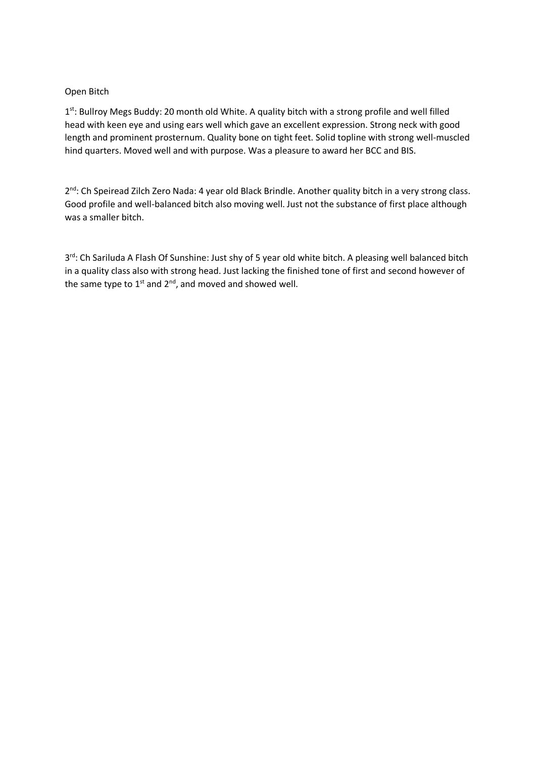Open Bitch

1st: Bullroy Megs Buddy: 20 month old White. A quality bitch with a strong profile and well filled head with keen eye and using ears well which gave an excellent expression. Strong neck with good length and prominent prosternum. Quality bone on tight feet. Solid topline with strong well-muscled hind quarters. Moved well and with purpose. Was a pleasure to award her BCC and BIS.

2nd: Ch Speiread Zilch Zero Nada: 4 year old Black Brindle. Another quality bitch in a very strong class. Good profile and well-balanced bitch also moving well. Just not the substance of first place although was a smaller bitch.

3rd: Ch Sariluda A Flash Of Sunshine: Just shy of 5 year old white bitch. A pleasing well balanced bitch in a quality class also with strong head. Just lacking the finished tone of first and second however of the same type to 1st and 2nd, and moved and showed well.